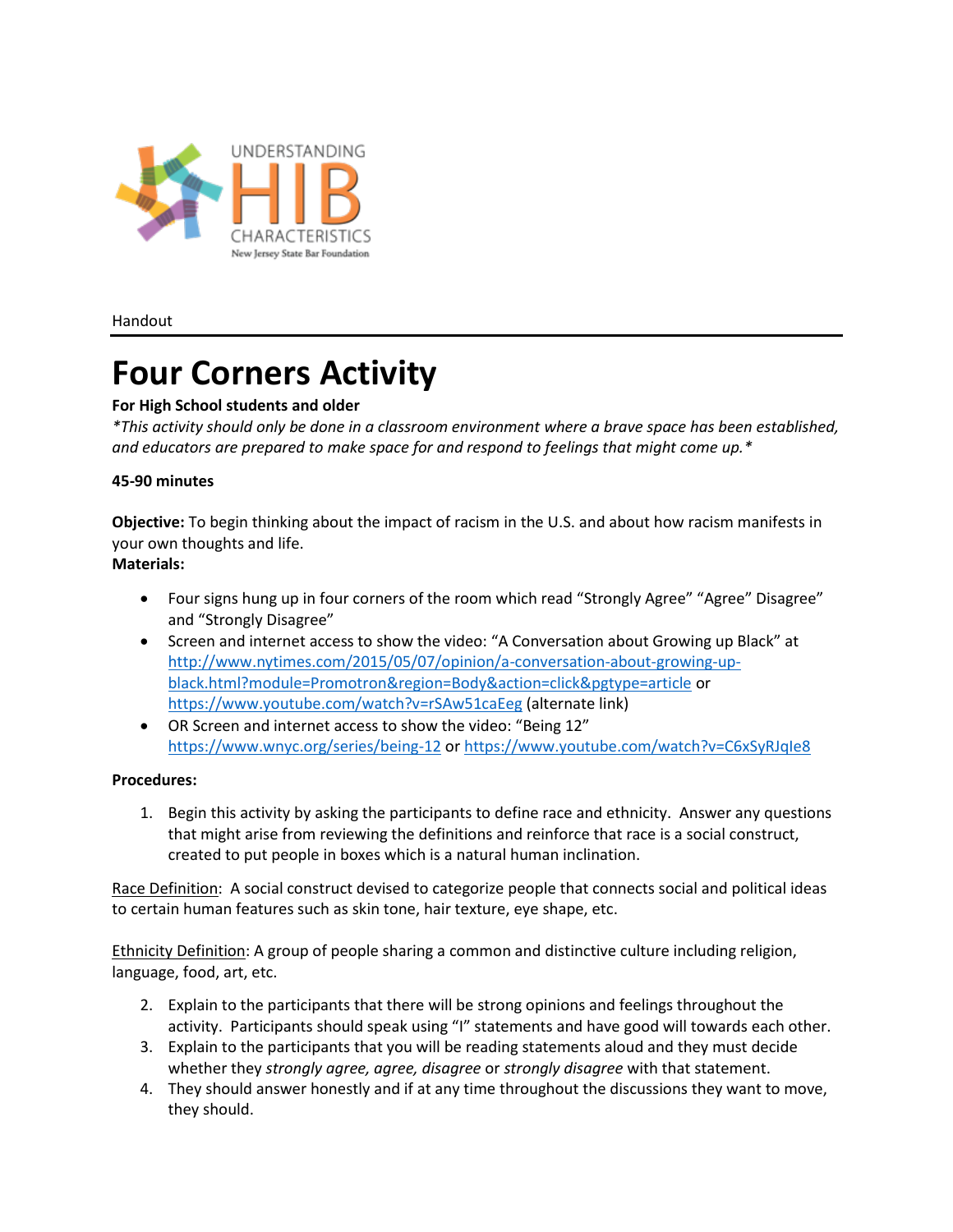UNDERSTANDING HIB CHARACTERISTICS
New Jersey State Bar Foundation

Handout

# Four Corners Activity

**For High School students and older**

*\*This activity should only be done in a classroom environment where a brave space has been established, and educators are prepared to make space for and respond to feelings that might come up.\**

**45-90 minutes**

**Objective:** To begin thinking about the impact of racism in the U.S. and about how racism manifests in your own thoughts and life.

**Materials:**

- Four signs hung up in four corners of the room which read "Strongly Agree" "Agree" Disagree" and "Strongly Disagree"
- Screen and internet access to show the video: "A Conversation about Growing up Black" at http://www.nytimes.com/2015/05/07/opinion/a-conversation-about-growing-up-black.html?module=Promotron&region=Body&action=click&pgtype=article or https://www.youtube.com/watch?v=rSAw51caEeg (alternate link)
- OR Screen and internet access to show the video: "Being 12" https://www.wnyc.org/series/being-12 or https://www.youtube.com/watch?v=C6xSyRJqle8

**Procedures:**

1. Begin this activity by asking the participants to define race and ethnicity. Answer any questions that might arise from reviewing the definitions and reinforce that race is a social construct, created to put people in boxes which is a natural human inclination.

<u>Race Definition</u>: A social construct devised to categorize people that connects social and political ideas to certain human features such as skin tone, hair texture, eye shape, etc.

<u>Ethnicity Definition</u>: A group of people sharing a common and distinctive culture including religion, language, food, art, etc.

2. Explain to the participants that there will be strong opinions and feelings throughout the activity. Participants should speak using "I" statements and have good will towards each other.
3. Explain to the participants that you will be reading statements aloud and they must decide whether they *strongly agree, agree, disagree* or *strongly disagree* with that statement.
4. They should answer honestly and if at any time throughout the discussions they want to move, they should.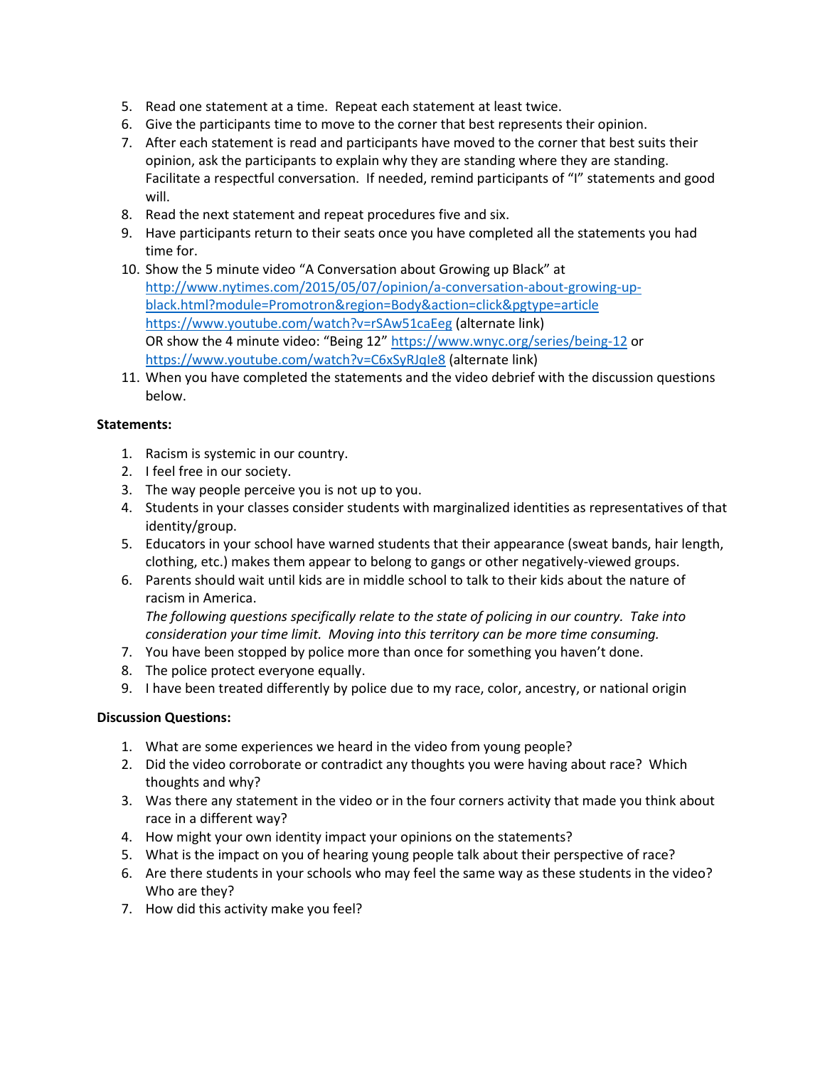5. Read one statement at a time. Repeat each statement at least twice.
6. Give the participants time to move to the corner that best represents their opinion.
7. After each statement is read and participants have moved to the corner that best suits their opinion, ask the participants to explain why they are standing where they are standing. Facilitate a respectful conversation. If needed, remind participants of "I" statements and good will.
8. Read the next statement and repeat procedures five and six.
9. Have participants return to their seats once you have completed all the statements you had time for.
10. Show the 5 minute video "A Conversation about Growing up Black" at http://www.nytimes.com/2015/05/07/opinion/a-conversation-about-growing-up-black.html?module=Promotron&region=Body&action=click&pgtype=article https://www.youtube.com/watch?v=rSAw51caEeg (alternate link)
    OR show the 4 minute video: "Being 12" https://www.wnyc.org/series/being-12 or https://www.youtube.com/watch?v=C6xSyRJqIe8 (alternate link)
11. When you have completed the statements and the video debrief with the discussion questions below.

**Statements:**

1. Racism is systemic in our country.
2. I feel free in our society.
3. The way people perceive you is not up to you.
4. Students in your classes consider students with marginalized identities as representatives of that identity/group.
5. Educators in your school have warned students that their appearance (sweat bands, hair length, clothing, etc.) makes them appear to belong to gangs or other negatively-viewed groups.
6. Parents should wait until kids are in middle school to talk to their kids about the nature of racism in America.
   *The following questions specifically relate to the state of policing in our country. Take into consideration your time limit. Moving into this territory can be more time consuming.*
7. You have been stopped by police more than once for something you haven't done.
8. The police protect everyone equally.
9. I have been treated differently by police due to my race, color, ancestry, or national origin

**Discussion Questions:**

1. What are some experiences we heard in the video from young people?
2. Did the video corroborate or contradict any thoughts you were having about race? Which thoughts and why?
3. Was there any statement in the video or in the four corners activity that made you think about race in a different way?
4. How might your own identity impact your opinions on the statements?
5. What is the impact on you of hearing young people talk about their perspective of race?
6. Are there students in your schools who may feel the same way as these students in the video? Who are they?
7. How did this activity make you feel?